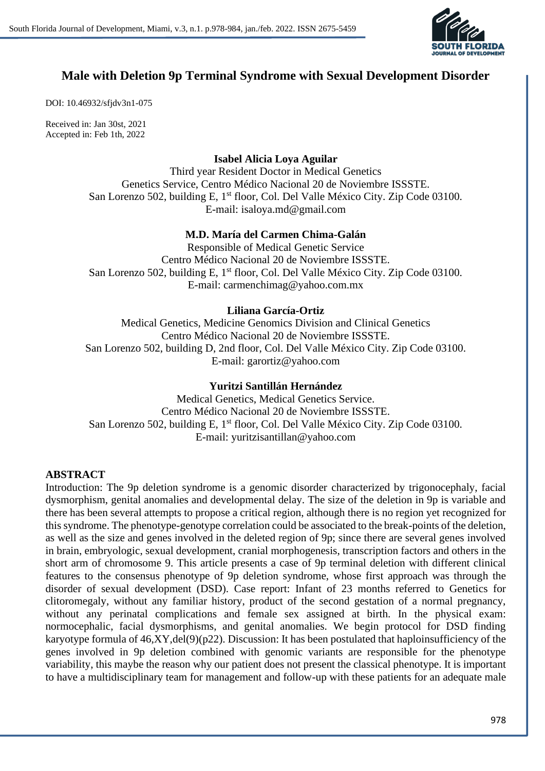# Male with Deletion 9p Terminal Syndrome with Sexual Development Disorder

DOI: 10.46932/sfjdv3n1-075

Received in: Jan 30st, 2021
Accepted in: Feb 1th, 2022

**Isabel Alicia Loya Aguilar**
Third year Resident Doctor in Medical Genetics
Genetics Service, Centro Médico Nacional 20 de Noviembre ISSSTE.
San Lorenzo 502, building E, 1st floor, Col. Del Valle México City. Zip Code 03100.
E-mail: isaloya.md@gmail.com

**M.D. María del Carmen Chima-Galán**
Responsible of Medical Genetic Service
Centro Médico Nacional 20 de Noviembre ISSSTE.
San Lorenzo 502, building E, 1st floor, Col. Del Valle México City. Zip Code 03100.
E-mail: carmenchimag@yahoo.com.mx

**Liliana García-Ortiz**
Medical Genetics, Medicine Genomics Division and Clinical Genetics
Centro Médico Nacional 20 de Noviembre ISSSTE.
San Lorenzo 502, building D, 2nd floor, Col. Del Valle México City. Zip Code 03100.
E-mail: garortiz@yahoo.com

**Yuritzi Santillán Hernández**
Medical Genetics, Medical Genetics Service.
Centro Médico Nacional 20 de Noviembre ISSSTE.
San Lorenzo 502, building E, 1st floor, Col. Del Valle México City. Zip Code 03100.
E-mail: yuritzisantillan@yahoo.com

## ABSTRACT

Introduction: The 9p deletion syndrome is a genomic disorder characterized by trigonocephaly, facial dysmorphism, genital anomalies and developmental delay. The size of the deletion in 9p is variable and there has been several attempts to propose a critical region, although there is no region yet recognized for this syndrome. The phenotype-genotype correlation could be associated to the break-points of the deletion, as well as the size and genes involved in the deleted region of 9p; since there are several genes involved in brain, embryologic, sexual development, cranial morphogenesis, transcription factors and others in the short arm of chromosome 9. This article presents a case of 9p terminal deletion with different clinical features to the consensus phenotype of 9p deletion syndrome, whose first approach was through the disorder of sexual development (DSD). Case report: Infant of 23 months referred to Genetics for clitoromegaly, without any familiar history, product of the second gestation of a normal pregnancy, without any perinatal complications and female sex assigned at birth. In the physical exam: normocephalic, facial dysmorphisms, and genital anomalies. We begin protocol for DSD finding karyotype formula of 46,XY,del(9)(p22). Discussion: It has been postulated that haploinsufficiency of the genes involved in 9p deletion combined with genomic variants are responsible for the phenotype variability, this maybe the reason why our patient does not present the classical phenotype. It is important to have a multidisciplinary team for management and follow-up with these patients for an adequate male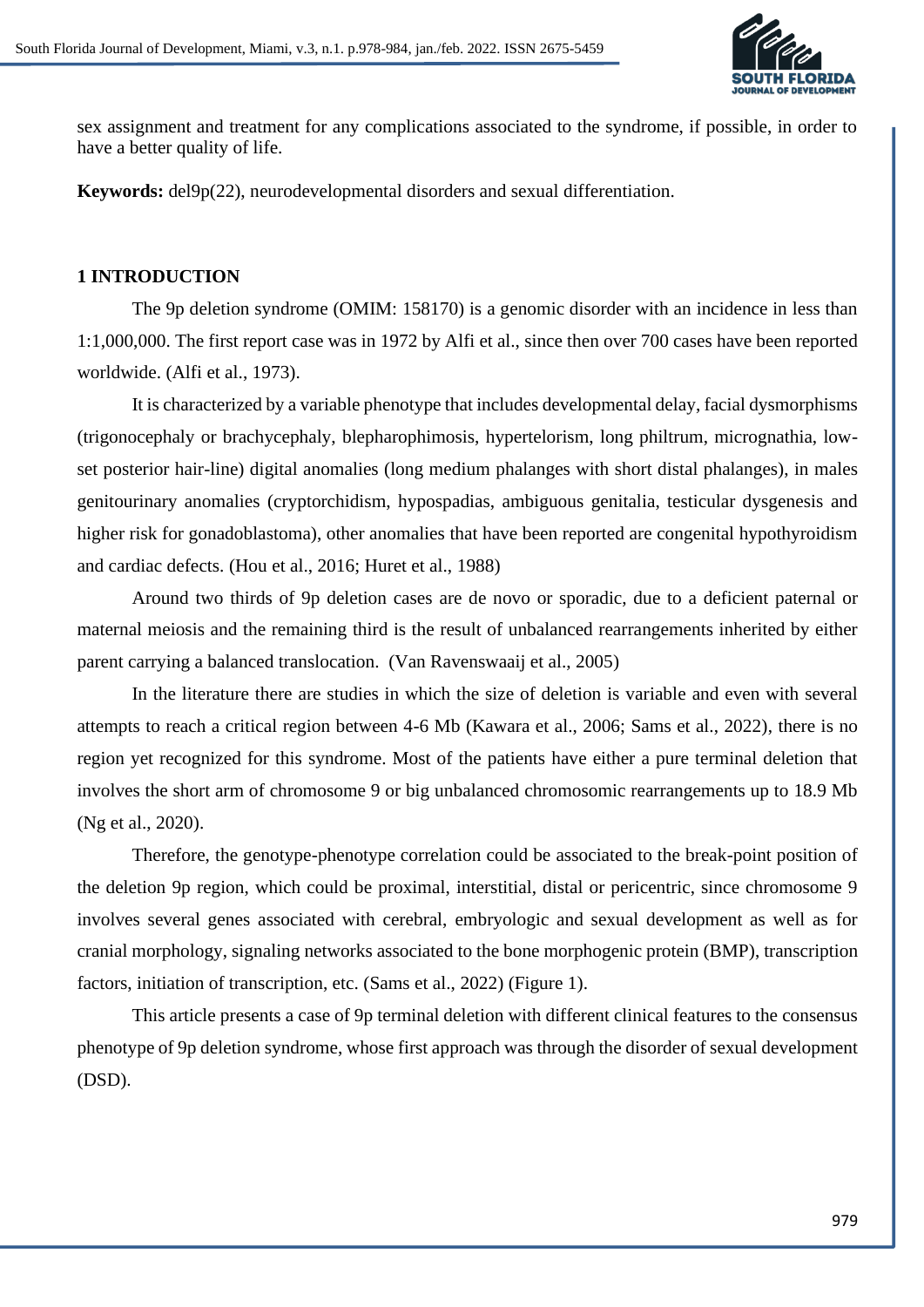sex assignment and treatment for any complications associated to the syndrome, if possible, in order to have a better quality of life.

**Keywords:** del9p(22), neurodevelopmental disorders and sexual differentiation.

## 1 INTRODUCTION

The 9p deletion syndrome (OMIM: 158170) is a genomic disorder with an incidence in less than 1:1,000,000. The first report case was in 1972 by Alfi et al., since then over 700 cases have been reported worldwide. (Alfi et al., 1973).

It is characterized by a variable phenotype that includes developmental delay, facial dysmorphisms (trigonocephaly or brachycephaly, blepharophimosis, hypertelorism, long philtrum, micrognathia, low-set posterior hair-line) digital anomalies (long medium phalanges with short distal phalanges), in males genitourinary anomalies (cryptorchidism, hypospadias, ambiguous genitalia, testicular dysgenesis and higher risk for gonadoblastoma), other anomalies that have been reported are congenital hypothyroidism and cardiac defects. (Hou et al., 2016; Huret et al., 1988)

Around two thirds of 9p deletion cases are de novo or sporadic, due to a deficient paternal or maternal meiosis and the remaining third is the result of unbalanced rearrangements inherited by either parent carrying a balanced translocation. (Van Ravenswaaij et al., 2005)

In the literature there are studies in which the size of deletion is variable and even with several attempts to reach a critical region between 4-6 Mb (Kawara et al., 2006; Sams et al., 2022), there is no region yet recognized for this syndrome. Most of the patients have either a pure terminal deletion that involves the short arm of chromosome 9 or big unbalanced chromosomic rearrangements up to 18.9 Mb (Ng et al., 2020).

Therefore, the genotype-phenotype correlation could be associated to the break-point position of the deletion 9p region, which could be proximal, interstitial, distal or pericentric, since chromosome 9 involves several genes associated with cerebral, embryologic and sexual development as well as for cranial morphology, signaling networks associated to the bone morphogenic protein (BMP), transcription factors, initiation of transcription, etc. (Sams et al., 2022) (Figure 1).

This article presents a case of 9p terminal deletion with different clinical features to the consensus phenotype of 9p deletion syndrome, whose first approach was through the disorder of sexual development (DSD).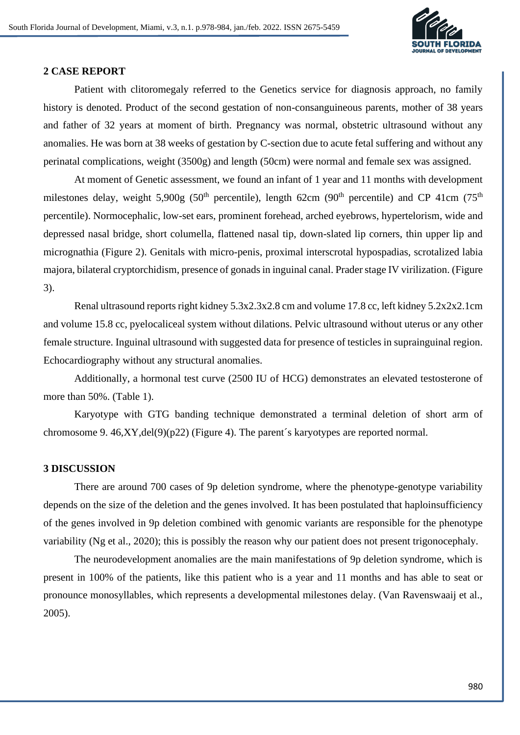## 2 CASE REPORT

Patient with clitoromegaly referred to the Genetics service for diagnosis approach, no family history is denoted. Product of the second gestation of non-consanguineous parents, mother of 38 years and father of 32 years at moment of birth. Pregnancy was normal, obstetric ultrasound without any anomalies. He was born at 38 weeks of gestation by C-section due to acute fetal suffering and without any perinatal complications, weight (3500g) and length (50cm) were normal and female sex was assigned.

At moment of Genetic assessment, we found an infant of 1 year and 11 months with development milestones delay, weight 5,900g (50th percentile), length 62cm (90th percentile) and CP 41cm (75th percentile). Normocephalic, low-set ears, prominent forehead, arched eyebrows, hypertelorism, wide and depressed nasal bridge, short columella, flattened nasal tip, down-slated lip corners, thin upper lip and micrognathia (Figure 2). Genitals with micro-penis, proximal interscrotal hypospadias, scrotalized labia majora, bilateral cryptorchidism, presence of gonads in inguinal canal. Prader stage IV virilization. (Figure 3).

Renal ultrasound reports right kidney 5.3x2.3x2.8 cm and volume 17.8 cc, left kidney 5.2x2x2.1cm and volume 15.8 cc, pyelocaliceal system without dilations. Pelvic ultrasound without uterus or any other female structure. Inguinal ultrasound with suggested data for presence of testicles in suprainguinal region. Echocardiography without any structural anomalies.

Additionally, a hormonal test curve (2500 IU of HCG) demonstrates an elevated testosterone of more than 50%. (Table 1).

Karyotype with GTG banding technique demonstrated a terminal deletion of short arm of chromosome 9. 46,XY,del(9)(p22) (Figure 4). The parent´s karyotypes are reported normal.

## 3 DISCUSSION

There are around 700 cases of 9p deletion syndrome, where the phenotype-genotype variability depends on the size of the deletion and the genes involved. It has been postulated that haploinsufficiency of the genes involved in 9p deletion combined with genomic variants are responsible for the phenotype variability (Ng et al., 2020); this is possibly the reason why our patient does not present trigonocephaly.

The neurodevelopment anomalies are the main manifestations of 9p deletion syndrome, which is present in 100% of the patients, like this patient who is a year and 11 months and has able to seat or pronounce monosyllables, which represents a developmental milestones delay. (Van Ravenswaaij et al., 2005).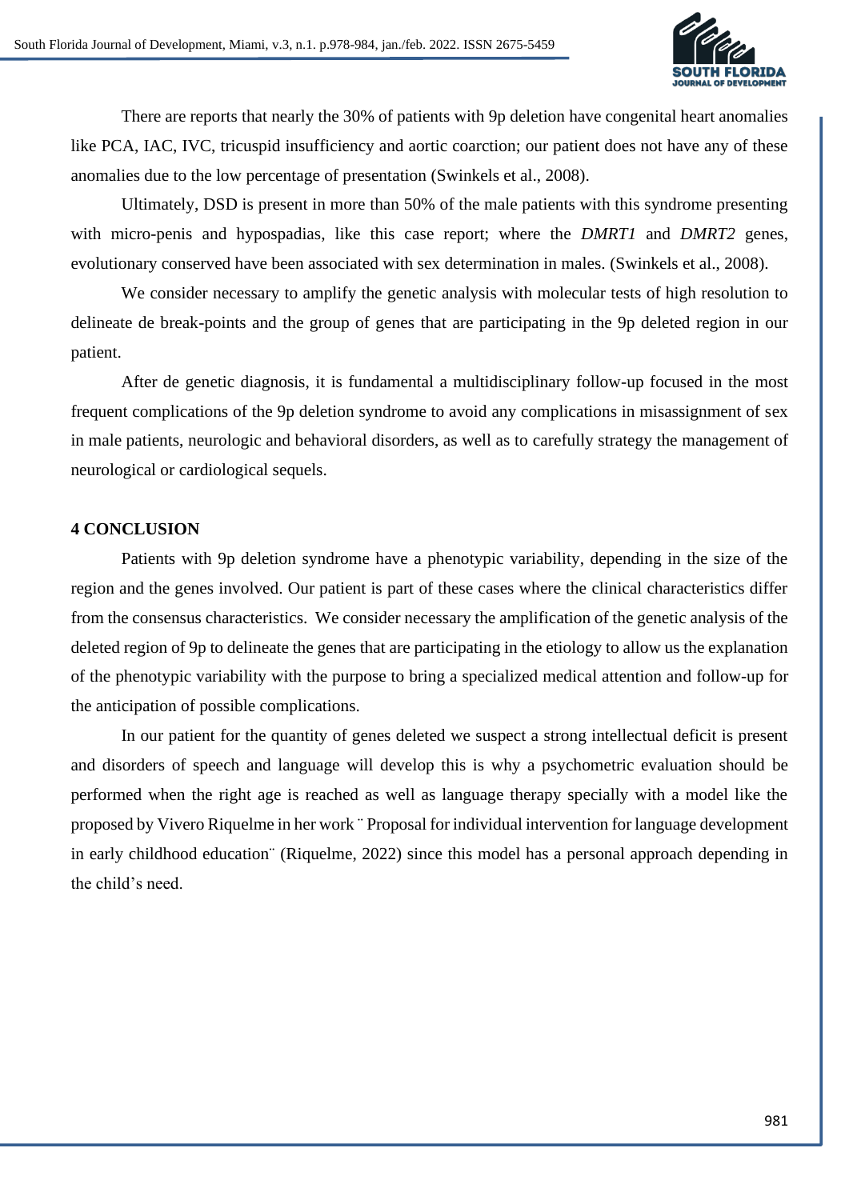There are reports that nearly the 30% of patients with 9p deletion have congenital heart anomalies like PCA, IAC, IVC, tricuspid insufficiency and aortic coarction; our patient does not have any of these anomalies due to the low percentage of presentation (Swinkels et al., 2008).

Ultimately, DSD is present in more than 50% of the male patients with this syndrome presenting with micro-penis and hypospadias, like this case report; where the *DMRT1* and *DMRT2* genes, evolutionary conserved have been associated with sex determination in males. (Swinkels et al., 2008).

We consider necessary to amplify the genetic analysis with molecular tests of high resolution to delineate de break-points and the group of genes that are participating in the 9p deleted region in our patient.

After de genetic diagnosis, it is fundamental a multidisciplinary follow-up focused in the most frequent complications of the 9p deletion syndrome to avoid any complications in misassignment of sex in male patients, neurologic and behavioral disorders, as well as to carefully strategy the management of neurological or cardiological sequels.

## 4 CONCLUSION

Patients with 9p deletion syndrome have a phenotypic variability, depending in the size of the region and the genes involved. Our patient is part of these cases where the clinical characteristics differ from the consensus characteristics. We consider necessary the amplification of the genetic analysis of the deleted region of 9p to delineate the genes that are participating in the etiology to allow us the explanation of the phenotypic variability with the purpose to bring a specialized medical attention and follow-up for the anticipation of possible complications.

In our patient for the quantity of genes deleted we suspect a strong intellectual deficit is present and disorders of speech and language will develop this is why a psychometric evaluation should be performed when the right age is reached as well as language therapy specially with a model like the proposed by Vivero Riquelme in her work ¨ Proposal for individual intervention for language development in early childhood education¨ (Riquelme, 2022) since this model has a personal approach depending in the child's need.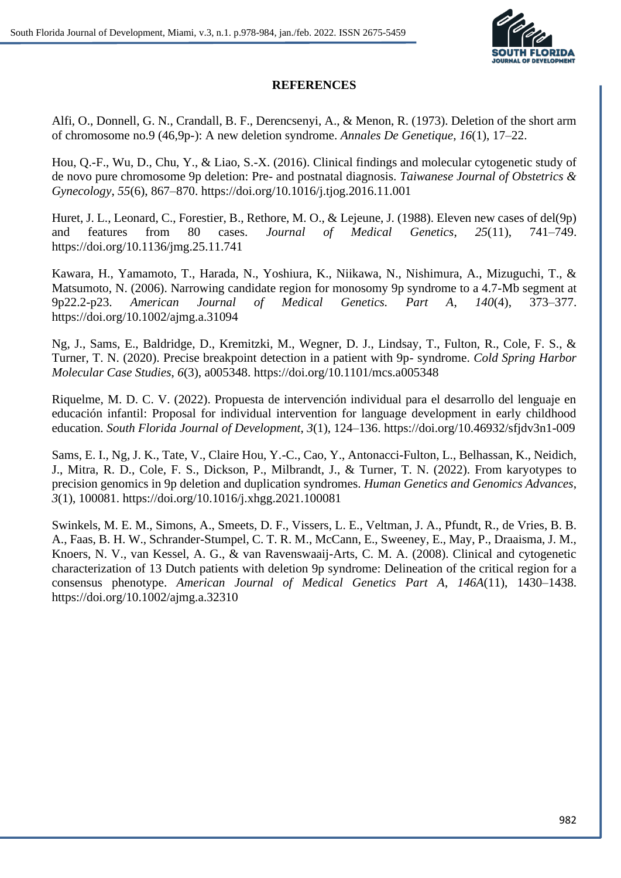## REFERENCES

Alfi, O., Donnell, G. N., Crandall, B. F., Derencsenyi, A., & Menon, R. (1973). Deletion of the short arm of chromosome no.9 (46,9p-): A new deletion syndrome. *Annales De Genetique*, *16*(1), 17–22.

Hou, Q.-F., Wu, D., Chu, Y., & Liao, S.-X. (2016). Clinical findings and molecular cytogenetic study of de novo pure chromosome 9p deletion: Pre- and postnatal diagnosis. *Taiwanese Journal of Obstetrics & Gynecology*, *55*(6), 867–870. https://doi.org/10.1016/j.tjog.2016.11.001

Huret, J. L., Leonard, C., Forestier, B., Rethore, M. O., & Lejeune, J. (1988). Eleven new cases of del(9p) and features from 80 cases. *Journal of Medical Genetics*, *25*(11), 741–749. https://doi.org/10.1136/jmg.25.11.741

Kawara, H., Yamamoto, T., Harada, N., Yoshiura, K., Niikawa, N., Nishimura, A., Mizuguchi, T., & Matsumoto, N. (2006). Narrowing candidate region for monosomy 9p syndrome to a 4.7-Mb segment at 9p22.2-p23. *American Journal of Medical Genetics. Part A*, *140*(4), 373–377. https://doi.org/10.1002/ajmg.a.31094

Ng, J., Sams, E., Baldridge, D., Kremitzki, M., Wegner, D. J., Lindsay, T., Fulton, R., Cole, F. S., & Turner, T. N. (2020). Precise breakpoint detection in a patient with 9p- syndrome. *Cold Spring Harbor Molecular Case Studies*, *6*(3), a005348. https://doi.org/10.1101/mcs.a005348

Riquelme, M. D. C. V. (2022). Propuesta de intervención individual para el desarrollo del lenguaje en educación infantil: Proposal for individual intervention for language development in early childhood education. *South Florida Journal of Development*, *3*(1), 124–136. https://doi.org/10.46932/sfjdv3n1-009

Sams, E. I., Ng, J. K., Tate, V., Claire Hou, Y.-C., Cao, Y., Antonacci-Fulton, L., Belhassan, K., Neidich, J., Mitra, R. D., Cole, F. S., Dickson, P., Milbrandt, J., & Turner, T. N. (2022). From karyotypes to precision genomics in 9p deletion and duplication syndromes. *Human Genetics and Genomics Advances*, *3*(1), 100081. https://doi.org/10.1016/j.xhgg.2021.100081

Swinkels, M. E. M., Simons, A., Smeets, D. F., Vissers, L. E., Veltman, J. A., Pfundt, R., de Vries, B. B. A., Faas, B. H. W., Schrander-Stumpel, C. T. R. M., McCann, E., Sweeney, E., May, P., Draaisma, J. M., Knoers, N. V., van Kessel, A. G., & van Ravenswaaij-Arts, C. M. A. (2008). Clinical and cytogenetic characterization of 13 Dutch patients with deletion 9p syndrome: Delineation of the critical region for a consensus phenotype. *American Journal of Medical Genetics Part A*, *146A*(11), 1430–1438. https://doi.org/10.1002/ajmg.a.32310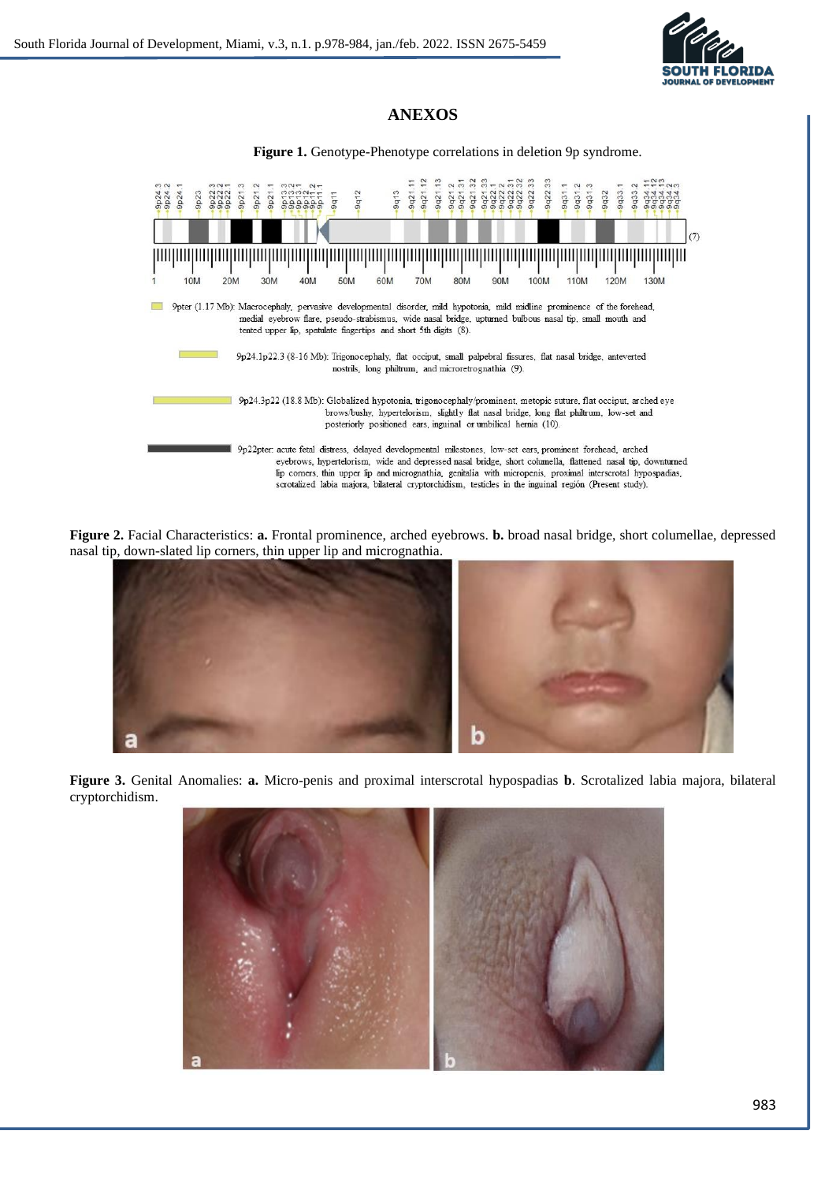## ANEXOS

**Figure 1.** Genotype-Phenotype correlations in deletion 9p syndrome.

9pter (1.17 Mb): Macrocephaly, pervasive developmental disorder, mild hypotonia, mild midline prominence of the forehead, medial eyebrow flare, pseudo-strabismus, wide nasal bridge, upturned bulbous nasal tip, small mouth and tented upper lip, spatulate fingertips and short 5th digits (8).

9p24.1p22.3 (8-16 Mb): Trigonocephaly, flat occiput, small palpebral fissures, flat nasal bridge, anteverted nostrils, long philtrum, and microretrognathia (9).

9p24.3p22 (18.8 Mb): Globalized hypotonia, trigonocephaly/prominent, metopic suture, flat occiput, arched eye brows/bushy, hyperlelorism, slightly flat nasal bridge, long flat philtrum, low-set and posteriorly positioned ears, inguinal or umbilical hernia (10).

9p22pter: acute fetal distress, delayed developmental milestones, low-set ears, prominent forehead, arched eyebrows, hypertelorism, wide and depressed nasal bridge, short columella, flattened nasal tip, downturned lip corners, thin upper lip and micrognathia, genitalia with micropenis, proximal interscrotal hypospadias, scrotalized labia majora, bilateral cryptorchidism, testicles in the inguinal región (Present study).

**Figure 2.** Facial Characteristics: **a.** Frontal prominence, arched eyebrows. **b.** broad nasal bridge, short columellae, depressed nasal tip, down-slated lip corners, thin upper lip and micrognathia.

**Figure 3.** Genital Anomalies: **a.** Micro-penis and proximal interscrotal hypospadias **b**. Scrotalized labia majora, bilateral cryptorchidism.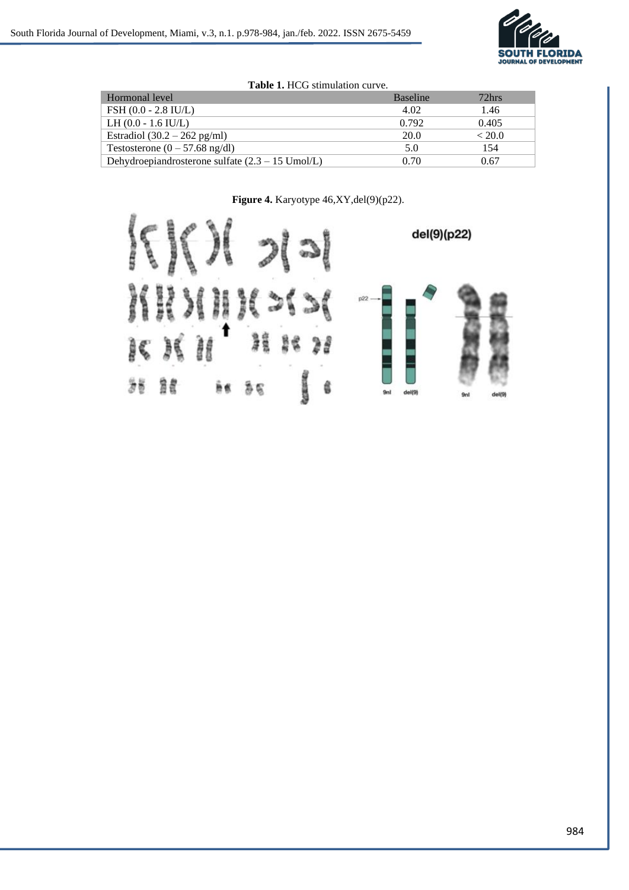**Table 1.** HCG stimulation curve.

| Hormonal level | Baseline | 72hrs |
| --- | --- | --- |
| FSH (0.0 - 2.8 IU/L) | 4.02 | 1.46 |
| LH (0.0 - 1.6 IU/L) | 0.792 | 0.405 |
| Estradiol (30.2 – 262 pg/ml) | 20.0 | < 20.0 |
| Testosterone (0 – 57.68 ng/dl) | 5.0 | 154 |
| Dehydroepiandrosterone sulfate (2.3 – 15 Umol/L) | 0.70 | 0.67 |

**Figure 4.** Karyotype 46,XY,del(9)(p22).

del(9)(p22)

p22

9nl del(9)

9nl del(9)